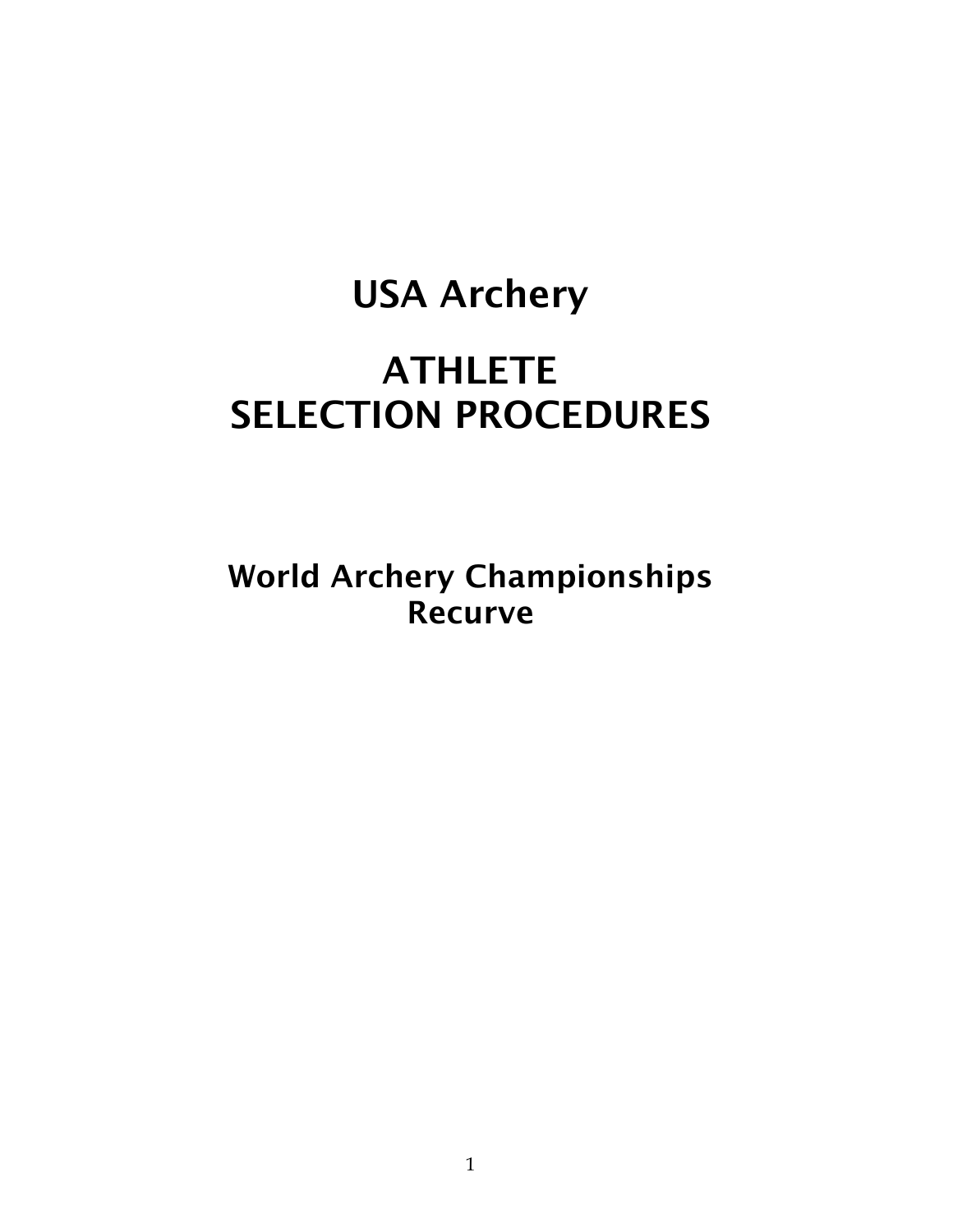# USA Archery

# ATHLETE SELECTION PROCEDURES

## World Archery Championships Recurve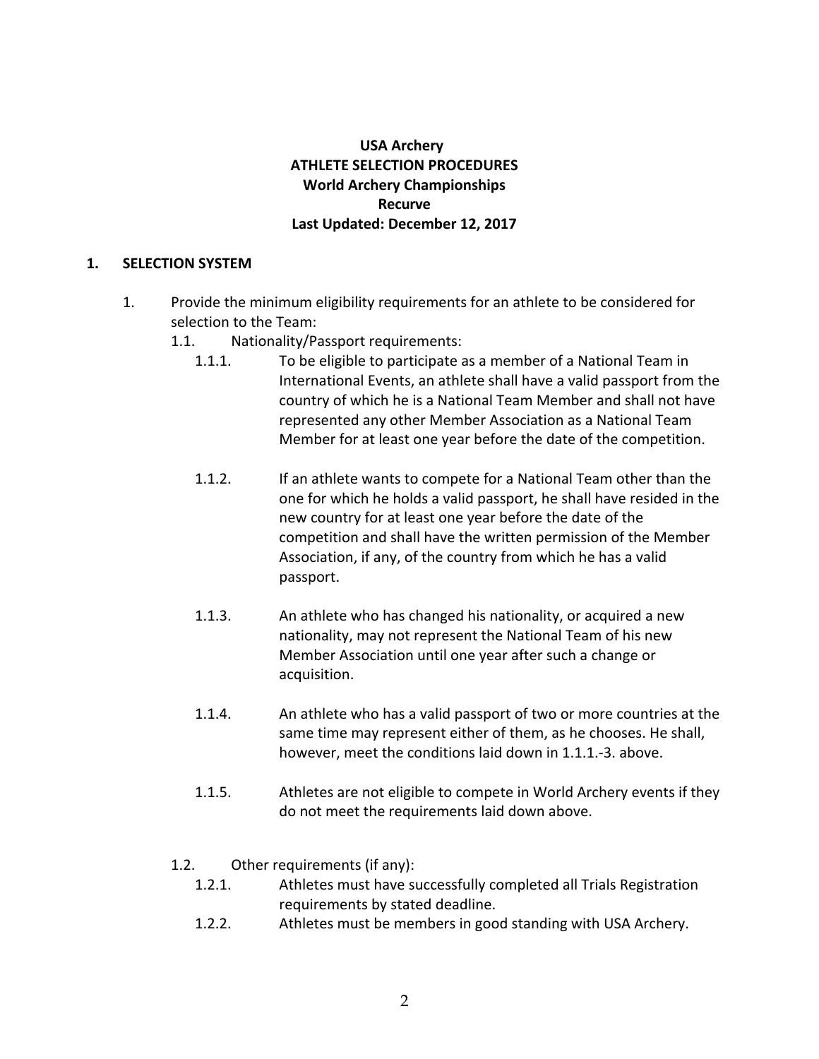**USA Archery**
**ATHLETE SELECTION PROCEDURES**
**World Archery Championships**
**Recurve**
**Last Updated: December 12, 2017**

## 1. SELECTION SYSTEM

1. Provide the minimum eligibility requirements for an athlete to be considered for selection to the Team:

   1.1. Nationality/Passport requirements:

   1.1.1. To be eligible to participate as a member of a National Team in International Events, an athlete shall have a valid passport from the country of which he is a National Team Member and shall not have represented any other Member Association as a National Team Member for at least one year before the date of the competition.

   1.1.2. If an athlete wants to compete for a National Team other than the one for which he holds a valid passport, he shall have resided in the new country for at least one year before the date of the competition and shall have the written permission of the Member Association, if any, of the country from which he has a valid passport.

   1.1.3. An athlete who has changed his nationality, or acquired a new nationality, may not represent the National Team of his new Member Association until one year after such a change or acquisition.

   1.1.4. An athlete who has a valid passport of two or more countries at the same time may represent either of them, as he chooses. He shall, however, meet the conditions laid down in 1.1.1.-3. above.

   1.1.5. Athletes are not eligible to compete in World Archery events if they do not meet the requirements laid down above.

   1.2. Other requirements (if any):

   1.2.1. Athletes must have successfully completed all Trials Registration requirements by stated deadline.

   1.2.2. Athletes must be members in good standing with USA Archery.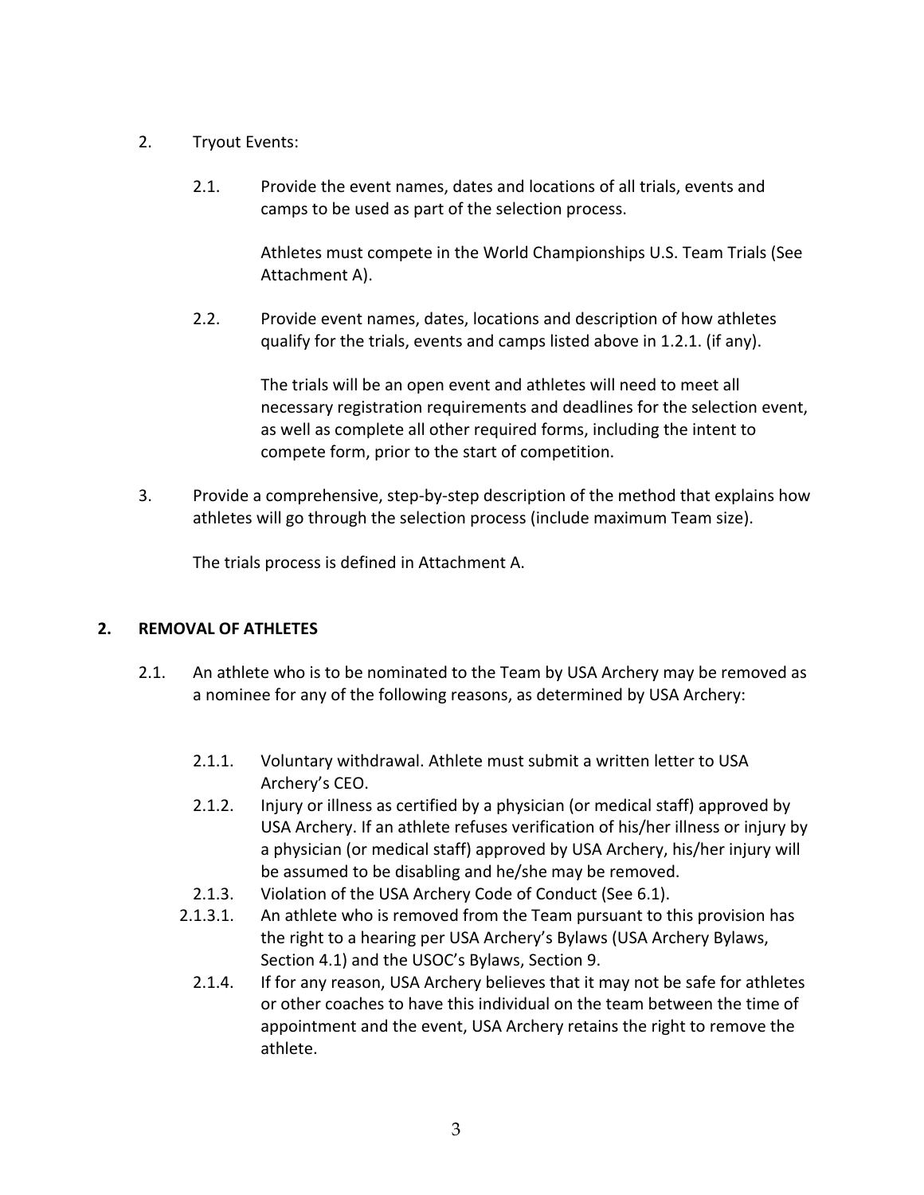2. Tryout Events:

   2.1. Provide the event names, dates and locations of all trials, events and camps to be used as part of the selection process.

   Athletes must compete in the World Championships U.S. Team Trials (See Attachment A).

   2.2. Provide event names, dates, locations and description of how athletes qualify for the trials, events and camps listed above in 1.2.1. (if any).

   The trials will be an open event and athletes will need to meet all necessary registration requirements and deadlines for the selection event, as well as complete all other required forms, including the intent to compete form, prior to the start of competition.

3. Provide a comprehensive, step-by-step description of the method that explains how athletes will go through the selection process (include maximum Team size).

   The trials process is defined in Attachment A.

## 2. REMOVAL OF ATHLETES

2.1. An athlete who is to be nominated to the Team by USA Archery may be removed as a nominee for any of the following reasons, as determined by USA Archery:

- 2.1.1. Voluntary withdrawal. Athlete must submit a written letter to USA Archery's CEO.
- 2.1.2. Injury or illness as certified by a physician (or medical staff) approved by USA Archery. If an athlete refuses verification of his/her illness or injury by a physician (or medical staff) approved by USA Archery, his/her injury will be assumed to be disabling and he/she may be removed.
- 2.1.3. Violation of the USA Archery Code of Conduct (See 6.1).
- 2.1.3.1. An athlete who is removed from the Team pursuant to this provision has the right to a hearing per USA Archery's Bylaws (USA Archery Bylaws, Section 4.1) and the USOC's Bylaws, Section 9.
- 2.1.4. If for any reason, USA Archery believes that it may not be safe for athletes or other coaches to have this individual on the team between the time of appointment and the event, USA Archery retains the right to remove the athlete.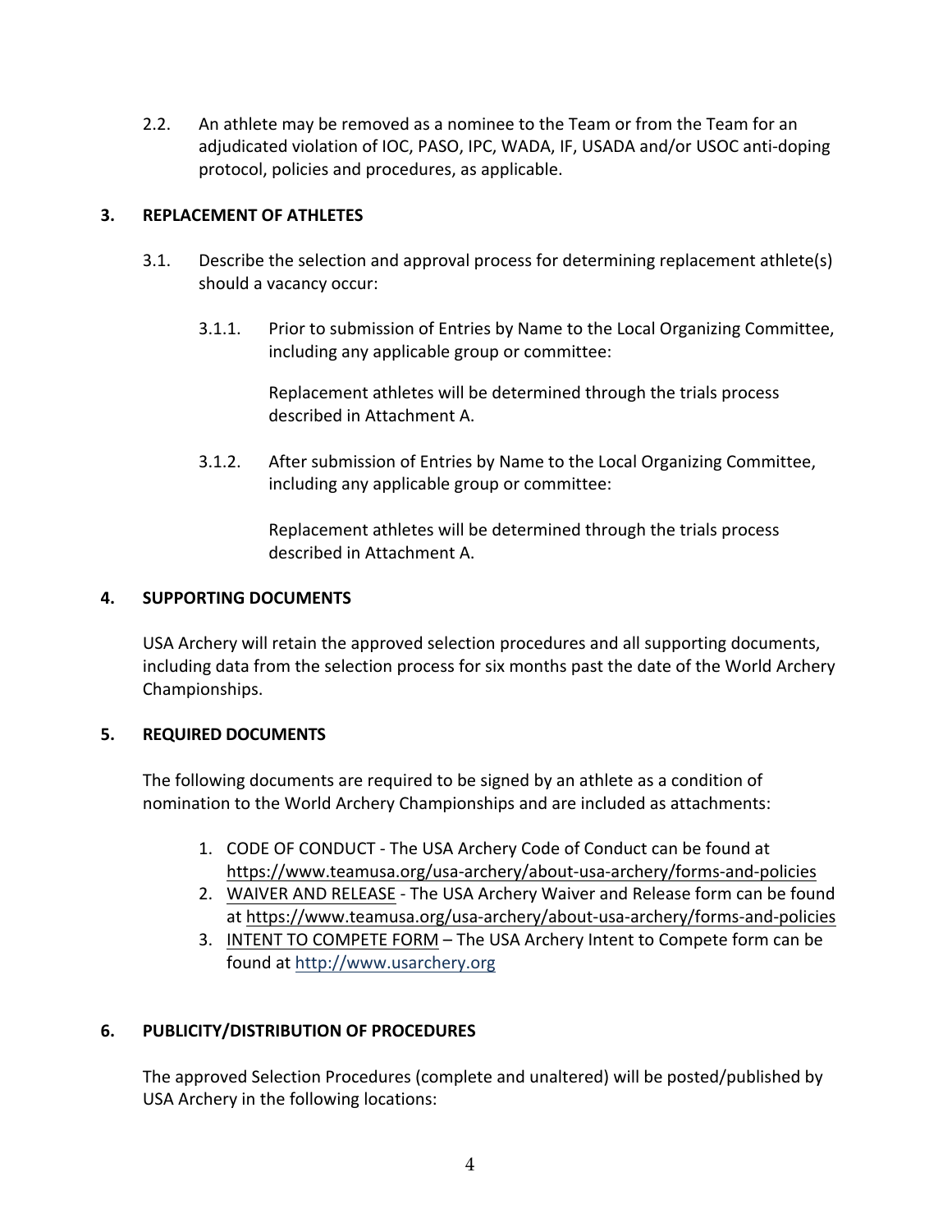2.2. An athlete may be removed as a nominee to the Team or from the Team for an adjudicated violation of IOC, PASO, IPC, WADA, IF, USADA and/or USOC anti-doping protocol, policies and procedures, as applicable.

## 3. REPLACEMENT OF ATHLETES

3.1. Describe the selection and approval process for determining replacement athlete(s) should a vacancy occur:

3.1.1. Prior to submission of Entries by Name to the Local Organizing Committee, including any applicable group or committee:

Replacement athletes will be determined through the trials process described in Attachment A.

3.1.2. After submission of Entries by Name to the Local Organizing Committee, including any applicable group or committee:

Replacement athletes will be determined through the trials process described in Attachment A.

## 4. SUPPORTING DOCUMENTS

USA Archery will retain the approved selection procedures and all supporting documents, including data from the selection process for six months past the date of the World Archery Championships.

## 5. REQUIRED DOCUMENTS

The following documents are required to be signed by an athlete as a condition of nomination to the World Archery Championships and are included as attachments:

1. CODE OF CONDUCT - The USA Archery Code of Conduct can be found at https://www.teamusa.org/usa-archery/about-usa-archery/forms-and-policies
2. WAIVER AND RELEASE - The USA Archery Waiver and Release form can be found at https://www.teamusa.org/usa-archery/about-usa-archery/forms-and-policies
3. INTENT TO COMPETE FORM – The USA Archery Intent to Compete form can be found at http://www.usarchery.org

## 6. PUBLICITY/DISTRIBUTION OF PROCEDURES

The approved Selection Procedures (complete and unaltered) will be posted/published by USA Archery in the following locations: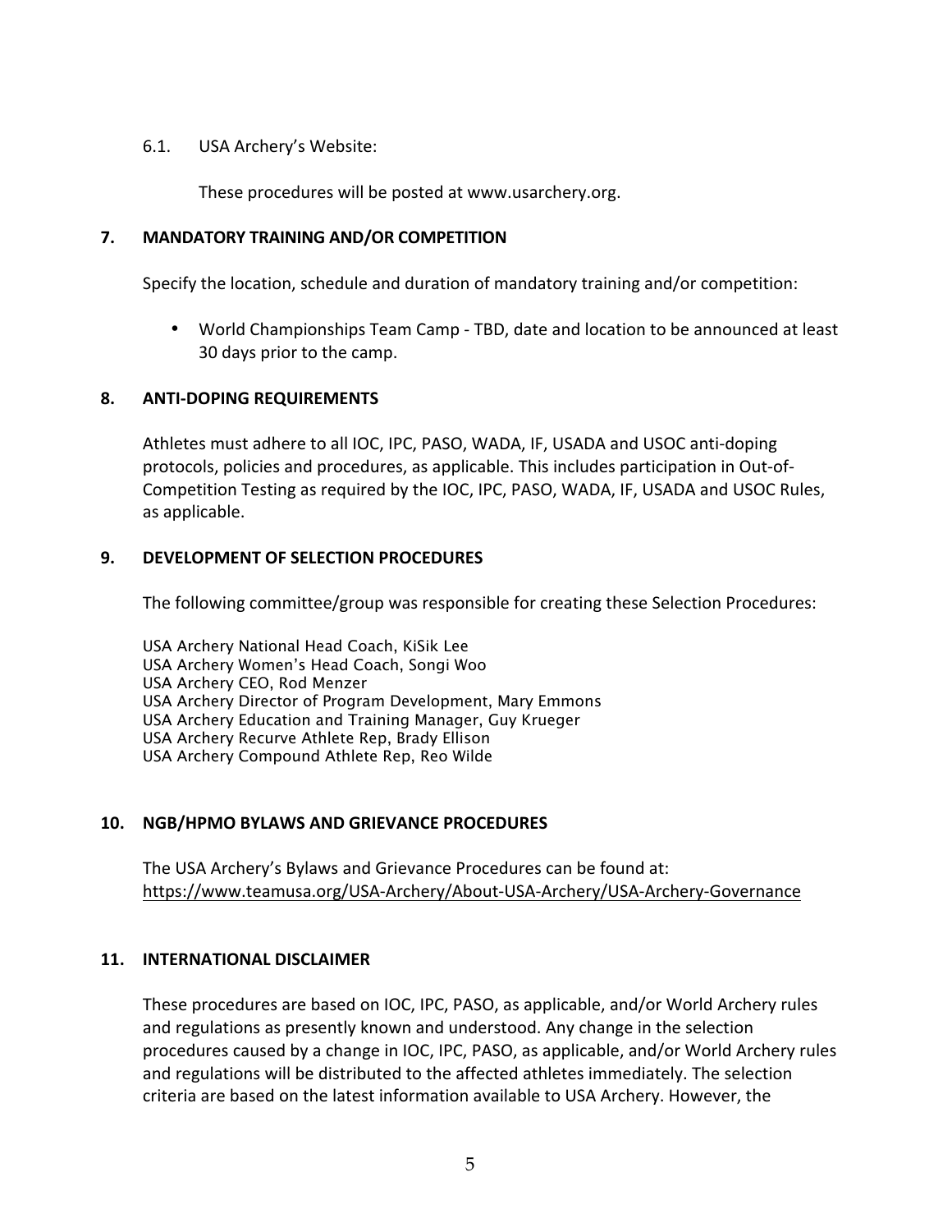6.1. USA Archery's Website:

These procedures will be posted at www.usarchery.org.

## 7. MANDATORY TRAINING AND/OR COMPETITION

Specify the location, schedule and duration of mandatory training and/or competition:

- World Championships Team Camp - TBD, date and location to be announced at least 30 days prior to the camp.

## 8. ANTI-DOPING REQUIREMENTS

Athletes must adhere to all IOC, IPC, PASO, WADA, IF, USADA and USOC anti-doping protocols, policies and procedures, as applicable. This includes participation in Out-of-Competition Testing as required by the IOC, IPC, PASO, WADA, IF, USADA and USOC Rules, as applicable.

## 9. DEVELOPMENT OF SELECTION PROCEDURES

The following committee/group was responsible for creating these Selection Procedures:

USA Archery National Head Coach, KiSik Lee
USA Archery Women's Head Coach, Songi Woo
USA Archery CEO, Rod Menzer
USA Archery Director of Program Development, Mary Emmons
USA Archery Education and Training Manager, Guy Krueger
USA Archery Recurve Athlete Rep, Brady Ellison
USA Archery Compound Athlete Rep, Reo Wilde

## 10. NGB/HPMO BYLAWS AND GRIEVANCE PROCEDURES

The USA Archery's Bylaws and Grievance Procedures can be found at:
https://www.teamusa.org/USA-Archery/About-USA-Archery/USA-Archery-Governance

## 11. INTERNATIONAL DISCLAIMER

These procedures are based on IOC, IPC, PASO, as applicable, and/or World Archery rules and regulations as presently known and understood. Any change in the selection procedures caused by a change in IOC, IPC, PASO, as applicable, and/or World Archery rules and regulations will be distributed to the affected athletes immediately. The selection criteria are based on the latest information available to USA Archery. However, the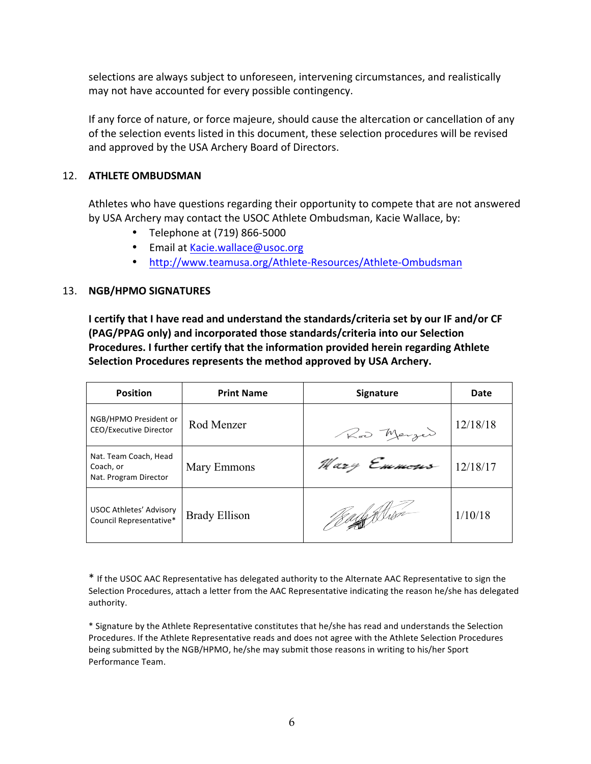selections are always subject to unforeseen, intervening circumstances, and realistically may not have accounted for every possible contingency.

If any force of nature, or force majeure, should cause the altercation or cancellation of any of the selection events listed in this document, these selection procedures will be revised and approved by the USA Archery Board of Directors.

## 12. ATHLETE OMBUDSMAN

Athletes who have questions regarding their opportunity to compete that are not answered by USA Archery may contact the USOC Athlete Ombudsman, Kacie Wallace, by:

- Telephone at (719) 866-5000
- Email at Kacie.wallace@usoc.org
- http://www.teamusa.org/Athlete-Resources/Athlete-Ombudsman

## 13. NGB/HPMO SIGNATURES

**I certify that I have read and understand the standards/criteria set by our IF and/or CF (PAG/PPAG only) and incorporated those standards/criteria into our Selection Procedures. I further certify that the information provided herein regarding Athlete Selection Procedures represents the method approved by USA Archery.**

| Position | Print Name | Signature | Date |
|---|---|---|---|
| NGB/HPMO President or CEO/Executive Director | Rod Menzer | Rod Menzer | 12/18/18 |
| Nat. Team Coach, Head Coach, or Nat. Program Director | Mary Emmons | Mary Emmons | 12/18/17 |
| USOC Athletes' Advisory Council Representative* | Brady Ellison | Brady Ellison | 1/10/18 |

\* If the USOC AAC Representative has delegated authority to the Alternate AAC Representative to sign the Selection Procedures, attach a letter from the AAC Representative indicating the reason he/she has delegated authority.

\* Signature by the Athlete Representative constitutes that he/she has read and understands the Selection Procedures. If the Athlete Representative reads and does not agree with the Athlete Selection Procedures being submitted by the NGB/HPMO, he/she may submit those reasons in writing to his/her Sport Performance Team.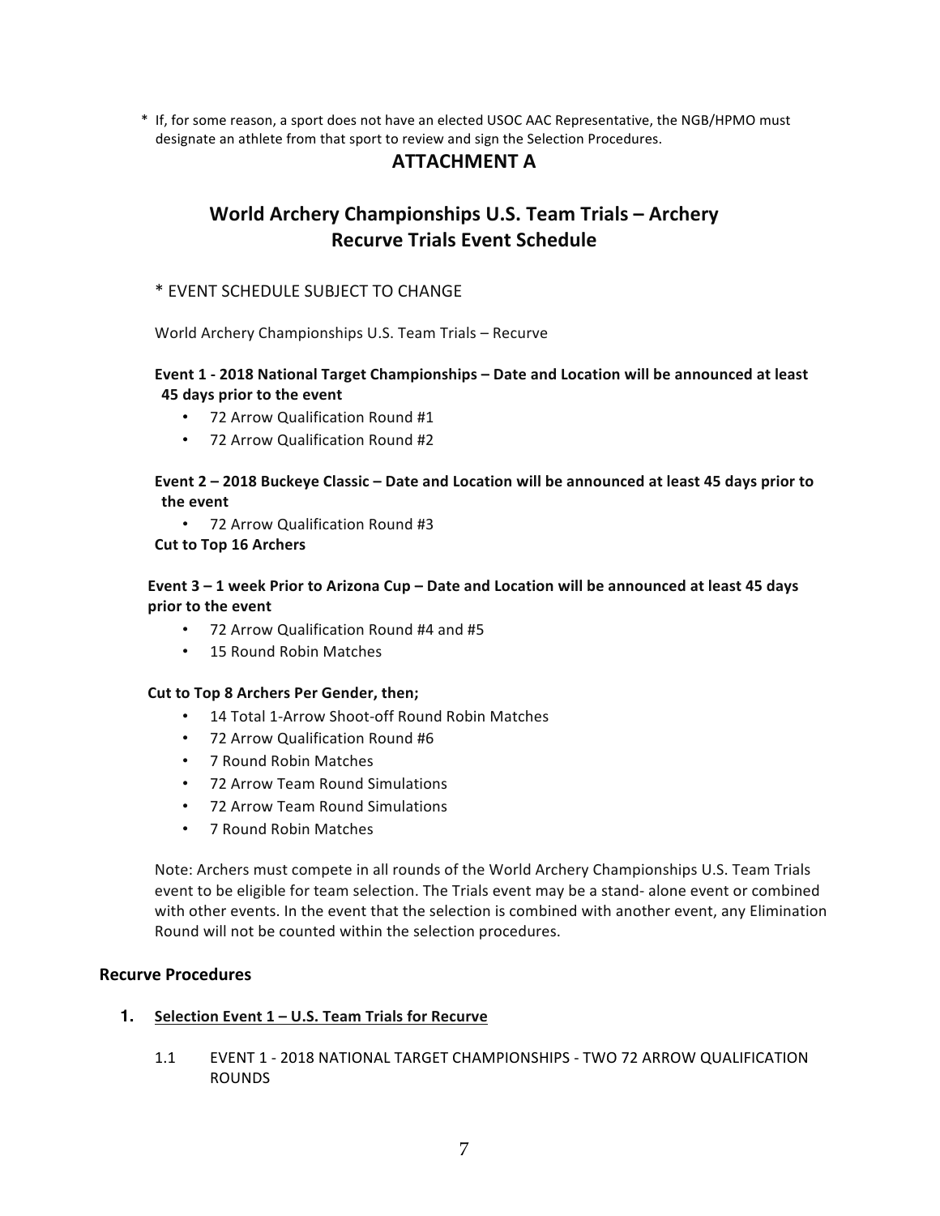\* If, for some reason, a sport does not have an elected USOC AAC Representative, the NGB/HPMO must designate an athlete from that sport to review and sign the Selection Procedures.

## ATTACHMENT A

## World Archery Championships U.S. Team Trials – Archery Recurve Trials Event Schedule

\* EVENT SCHEDULE SUBJECT TO CHANGE

World Archery Championships U.S. Team Trials – Recurve

**Event 1 - 2018 National Target Championships – Date and Location will be announced at least 45 days prior to the event**

- 72 Arrow Qualification Round #1
- 72 Arrow Qualification Round #2

**Event 2 – 2018 Buckeye Classic – Date and Location will be announced at least 45 days prior to the event**

- 72 Arrow Qualification Round #3

**Cut to Top 16 Archers**

**Event 3 – 1 week Prior to Arizona Cup – Date and Location will be announced at least 45 days prior to the event**

- 72 Arrow Qualification Round #4 and #5
- 15 Round Robin Matches

**Cut to Top 8 Archers Per Gender, then;**

- 14 Total 1-Arrow Shoot-off Round Robin Matches
- 72 Arrow Qualification Round #6
- 7 Round Robin Matches
- 72 Arrow Team Round Simulations
- 72 Arrow Team Round Simulations
- 7 Round Robin Matches

Note: Archers must compete in all rounds of the World Archery Championships U.S. Team Trials event to be eligible for team selection. The Trials event may be a stand- alone event or combined with other events. In the event that the selection is combined with another event, any Elimination Round will not be counted within the selection procedures.

### Recurve Procedures

1. <u>**Selection Event 1 – U.S. Team Trials for Recurve**</u>

   1.1 EVENT 1 - 2018 NATIONAL TARGET CHAMPIONSHIPS - TWO 72 ARROW QUALIFICATION ROUNDS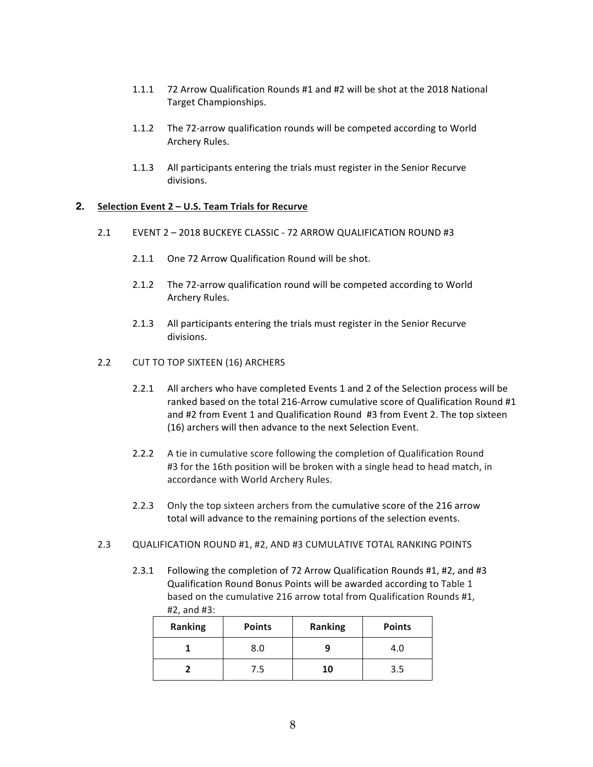1.1.1 72 Arrow Qualification Rounds #1 and #2 will be shot at the 2018 National Target Championships.

1.1.2 The 72-arrow qualification rounds will be competed according to World Archery Rules.

1.1.3 All participants entering the trials must register in the Senior Recurve divisions.

## 2. Selection Event 2 – U.S. Team Trials for Recurve

2.1 EVENT 2 – 2018 BUCKEYE CLASSIC - 72 ARROW QUALIFICATION ROUND #3

2.1.1 One 72 Arrow Qualification Round will be shot.

2.1.2 The 72-arrow qualification round will be competed according to World Archery Rules.

2.1.3 All participants entering the trials must register in the Senior Recurve divisions.

2.2 CUT TO TOP SIXTEEN (16) ARCHERS

2.2.1 All archers who have completed Events 1 and 2 of the Selection process will be ranked based on the total 216-Arrow cumulative score of Qualification Round #1 and #2 from Event 1 and Qualification Round #3 from Event 2. The top sixteen (16) archers will then advance to the next Selection Event.

2.2.2 A tie in cumulative score following the completion of Qualification Round #3 for the 16th position will be broken with a single head to head match, in accordance with World Archery Rules.

2.2.3 Only the top sixteen archers from the cumulative score of the 216 arrow total will advance to the remaining portions of the selection events.

2.3 QUALIFICATION ROUND #1, #2, AND #3 CUMULATIVE TOTAL RANKING POINTS

2.3.1 Following the completion of 72 Arrow Qualification Rounds #1, #2, and #3 Qualification Round Bonus Points will be awarded according to Table 1 based on the cumulative 216 arrow total from Qualification Rounds #1, #2, and #3:

| Ranking | Points | Ranking | Points |
|---|---|---|---|
| **1** | 8.0 | **9** | 4.0 |
| **2** | 7.5 | **10** | 3.5 |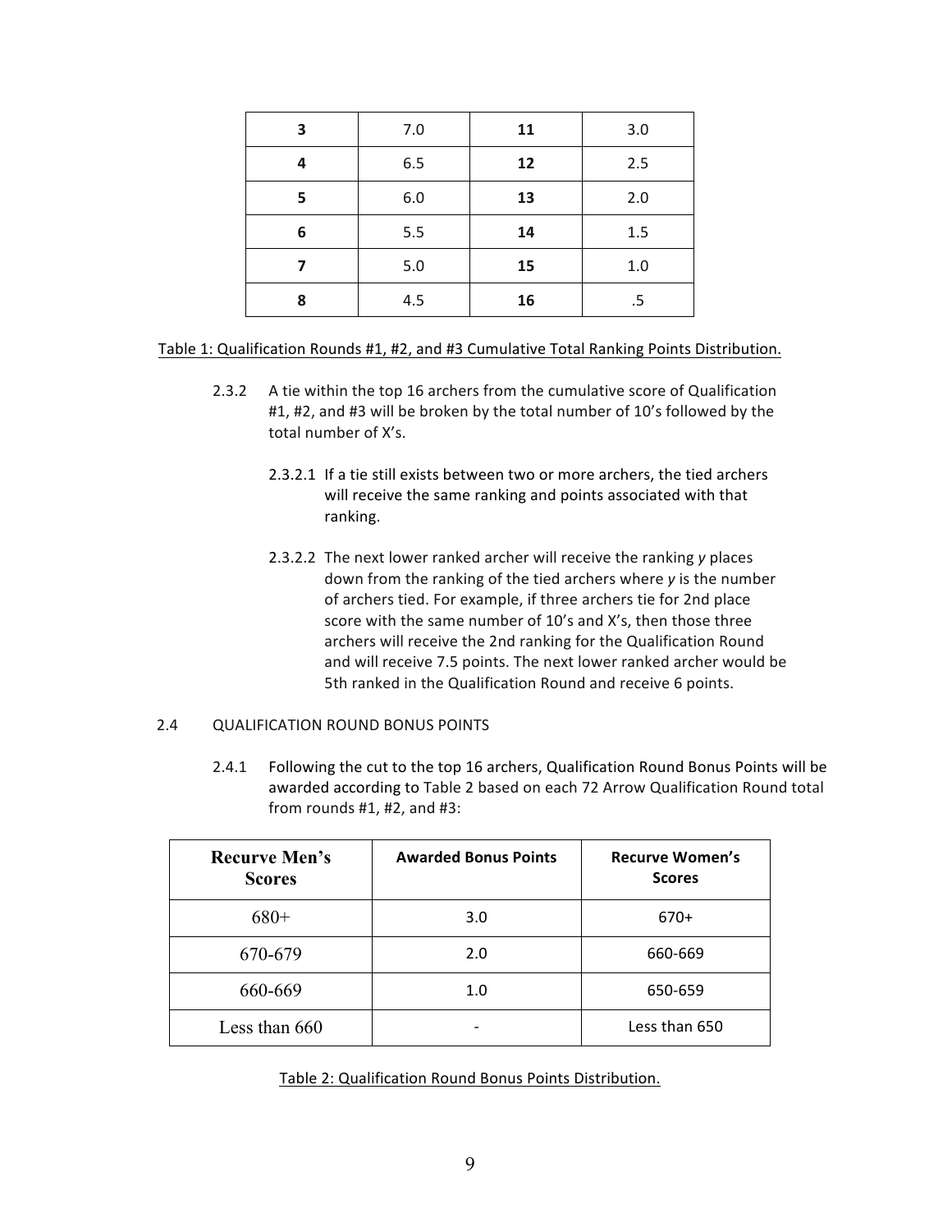| **3** | 7.0 | **11** | 3.0 |
|---|---|---|---|
| **4** | 6.5 | **12** | 2.5 |
| **5** | 6.0 | **13** | 2.0 |
| **6** | 5.5 | **14** | 1.5 |
| **7** | 5.0 | **15** | 1.0 |
| **8** | 4.5 | **16** | .5 |

Table 1: Qualification Rounds #1, #2, and #3 Cumulative Total Ranking Points Distribution.

2.3.2 A tie within the top 16 archers from the cumulative score of Qualification #1, #2, and #3 will be broken by the total number of 10's followed by the total number of X's.

2.3.2.1 If a tie still exists between two or more archers, the tied archers will receive the same ranking and points associated with that ranking.

2.3.2.2 The next lower ranked archer will receive the ranking *y* places down from the ranking of the tied archers where *y* is the number of archers tied. For example, if three archers tie for 2nd place score with the same number of 10's and X's, then those three archers will receive the 2nd ranking for the Qualification Round and will receive 7.5 points. The next lower ranked archer would be 5th ranked in the Qualification Round and receive 6 points.

2.4 QUALIFICATION ROUND BONUS POINTS

2.4.1 Following the cut to the top 16 archers, Qualification Round Bonus Points will be awarded according to Table 2 based on each 72 Arrow Qualification Round total from rounds #1, #2, and #3:

| Recurve Men's Scores | Awarded Bonus Points | Recurve Women's Scores |
|---|---|---|
| 680+ | 3.0 | 670+ |
| 670-679 | 2.0 | 660-669 |
| 660-669 | 1.0 | 650-659 |
| Less than 660 | - | Less than 650 |

Table 2: Qualification Round Bonus Points Distribution.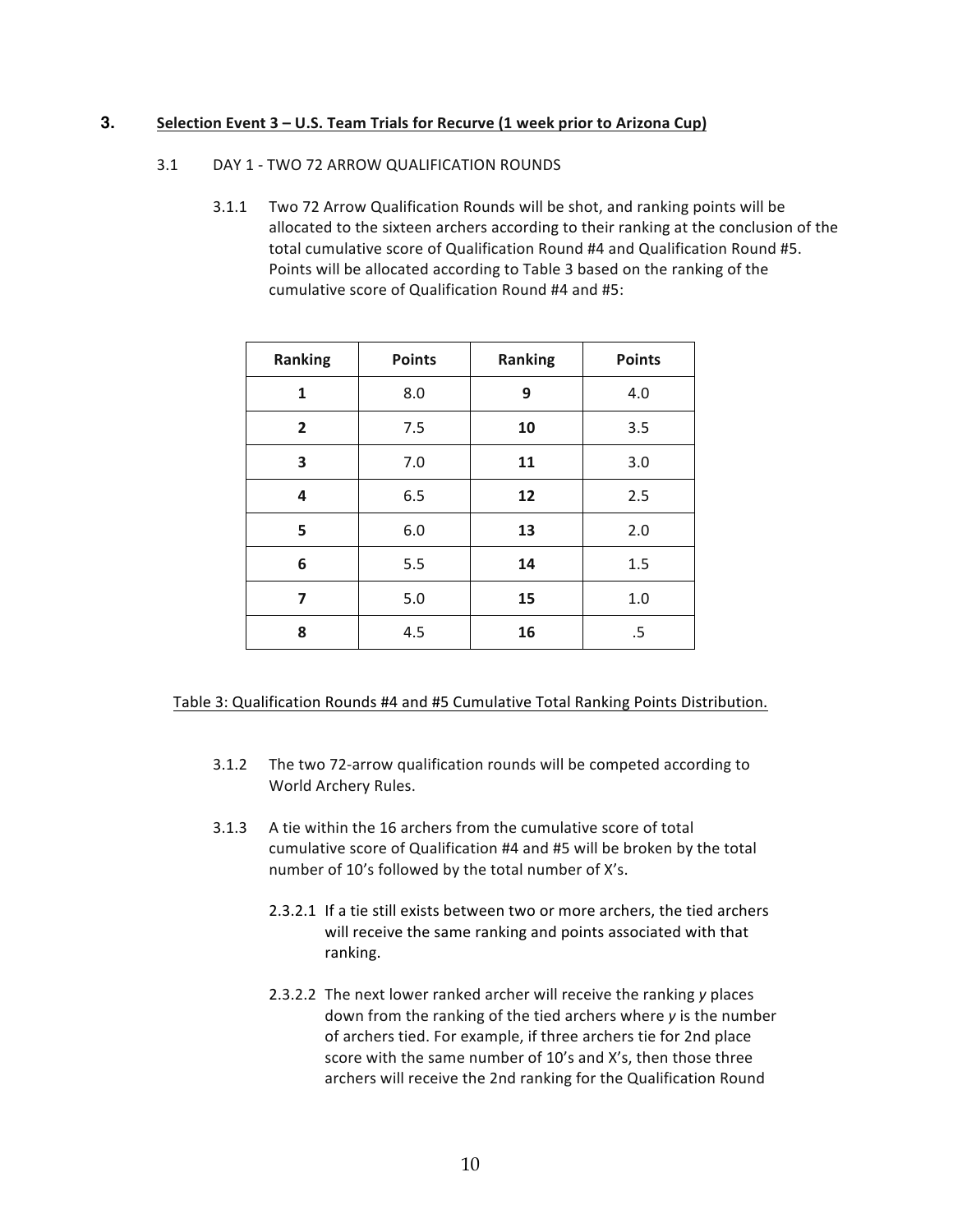## 3. Selection Event 3 – U.S. Team Trials for Recurve (1 week prior to Arizona Cup)

3.1 DAY 1 - TWO 72 ARROW QUALIFICATION ROUNDS

3.1.1 Two 72 Arrow Qualification Rounds will be shot, and ranking points will be allocated to the sixteen archers according to their ranking at the conclusion of the total cumulative score of Qualification Round #4 and Qualification Round #5. Points will be allocated according to Table 3 based on the ranking of the cumulative score of Qualification Round #4 and #5:

| Ranking | Points | Ranking | Points |
|---|---|---|---|
| **1** | 8.0 | **9** | 4.0 |
| **2** | 7.5 | **10** | 3.5 |
| **3** | 7.0 | **11** | 3.0 |
| **4** | 6.5 | **12** | 2.5 |
| **5** | 6.0 | **13** | 2.0 |
| **6** | 5.5 | **14** | 1.5 |
| **7** | 5.0 | **15** | 1.0 |
| **8** | 4.5 | **16** | .5 |

Table 3: Qualification Rounds #4 and #5 Cumulative Total Ranking Points Distribution.

3.1.2 The two 72-arrow qualification rounds will be competed according to World Archery Rules.

3.1.3 A tie within the 16 archers from the cumulative score of total cumulative score of Qualification #4 and #5 will be broken by the total number of 10's followed by the total number of X's.

2.3.2.1 If a tie still exists between two or more archers, the tied archers will receive the same ranking and points associated with that ranking.

2.3.2.2 The next lower ranked archer will receive the ranking *y* places down from the ranking of the tied archers where *y* is the number of archers tied. For example, if three archers tie for 2nd place score with the same number of 10's and X's, then those three archers will receive the 2nd ranking for the Qualification Round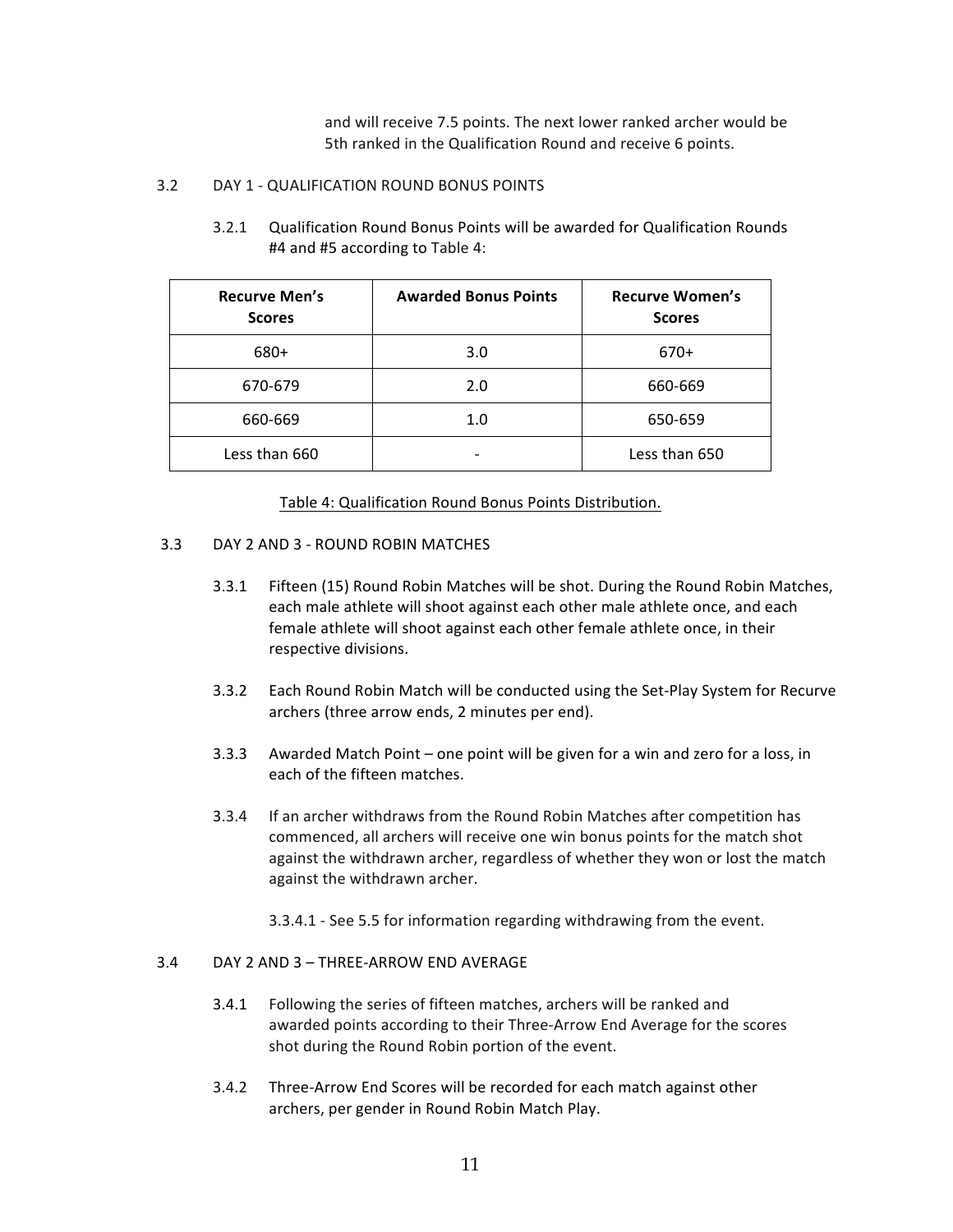and will receive 7.5 points. The next lower ranked archer would be 5th ranked in the Qualification Round and receive 6 points.

## 3.2 DAY 1 - QUALIFICATION ROUND BONUS POINTS

3.2.1 Qualification Round Bonus Points will be awarded for Qualification Rounds #4 and #5 according to Table 4:

| Recurve Men's Scores | Awarded Bonus Points | Recurve Women's Scores |
|---|---|---|
| 680+ | 3.0 | 670+ |
| 670-679 | 2.0 | 660-669 |
| 660-669 | 1.0 | 650-659 |
| Less than 660 | - | Less than 650 |

Table 4: Qualification Round Bonus Points Distribution.

## 3.3 DAY 2 AND 3 - ROUND ROBIN MATCHES

3.3.1 Fifteen (15) Round Robin Matches will be shot. During the Round Robin Matches, each male athlete will shoot against each other male athlete once, and each female athlete will shoot against each other female athlete once, in their respective divisions.

3.3.2 Each Round Robin Match will be conducted using the Set-Play System for Recurve archers (three arrow ends, 2 minutes per end).

3.3.3 Awarded Match Point – one point will be given for a win and zero for a loss, in each of the fifteen matches.

3.3.4 If an archer withdraws from the Round Robin Matches after competition has commenced, all archers will receive one win bonus points for the match shot against the withdrawn archer, regardless of whether they won or lost the match against the withdrawn archer.

3.3.4.1 - See 5.5 for information regarding withdrawing from the event.

## 3.4 DAY 2 AND 3 – THREE-ARROW END AVERAGE

3.4.1 Following the series of fifteen matches, archers will be ranked and awarded points according to their Three-Arrow End Average for the scores shot during the Round Robin portion of the event.

3.4.2 Three-Arrow End Scores will be recorded for each match against other archers, per gender in Round Robin Match Play.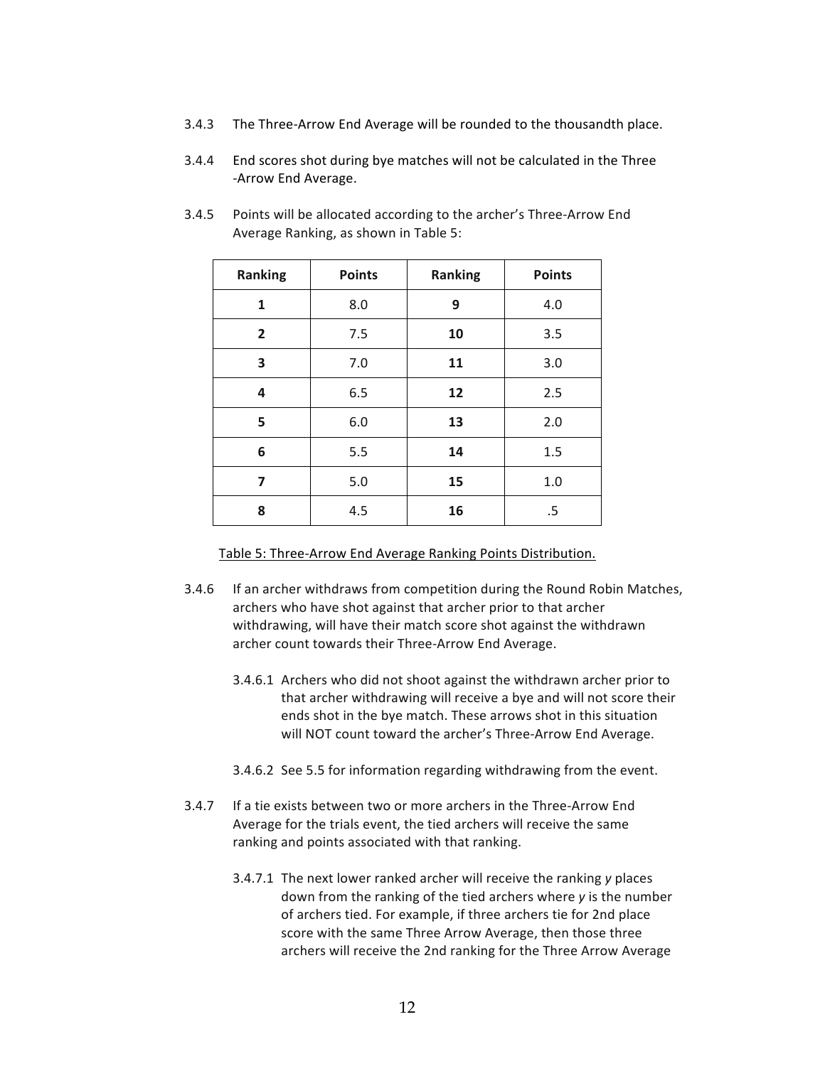3.4.3 The Three-Arrow End Average will be rounded to the thousandth place.

3.4.4 End scores shot during bye matches will not be calculated in the Three -Arrow End Average.

3.4.5 Points will be allocated according to the archer's Three-Arrow End Average Ranking, as shown in Table 5:

| Ranking | Points | Ranking | Points |
|---|---|---|---|
| **1** | 8.0 | **9** | 4.0 |
| **2** | 7.5 | **10** | 3.5 |
| **3** | 7.0 | **11** | 3.0 |
| **4** | 6.5 | **12** | 2.5 |
| **5** | 6.0 | **13** | 2.0 |
| **6** | 5.5 | **14** | 1.5 |
| **7** | 5.0 | **15** | 1.0 |
| **8** | 4.5 | **16** | .5 |

Table 5: Three-Arrow End Average Ranking Points Distribution.

3.4.6 If an archer withdraws from competition during the Round Robin Matches, archers who have shot against that archer prior to that archer withdrawing, will have their match score shot against the withdrawn archer count towards their Three-Arrow End Average.

3.4.6.1 Archers who did not shoot against the withdrawn archer prior to that archer withdrawing will receive a bye and will not score their ends shot in the bye match. These arrows shot in this situation will NOT count toward the archer's Three-Arrow End Average.

3.4.6.2 See 5.5 for information regarding withdrawing from the event.

3.4.7 If a tie exists between two or more archers in the Three-Arrow End Average for the trials event, the tied archers will receive the same ranking and points associated with that ranking.

3.4.7.1 The next lower ranked archer will receive the ranking *y* places down from the ranking of the tied archers where *y* is the number of archers tied. For example, if three archers tie for 2nd place score with the same Three Arrow Average, then those three archers will receive the 2nd ranking for the Three Arrow Average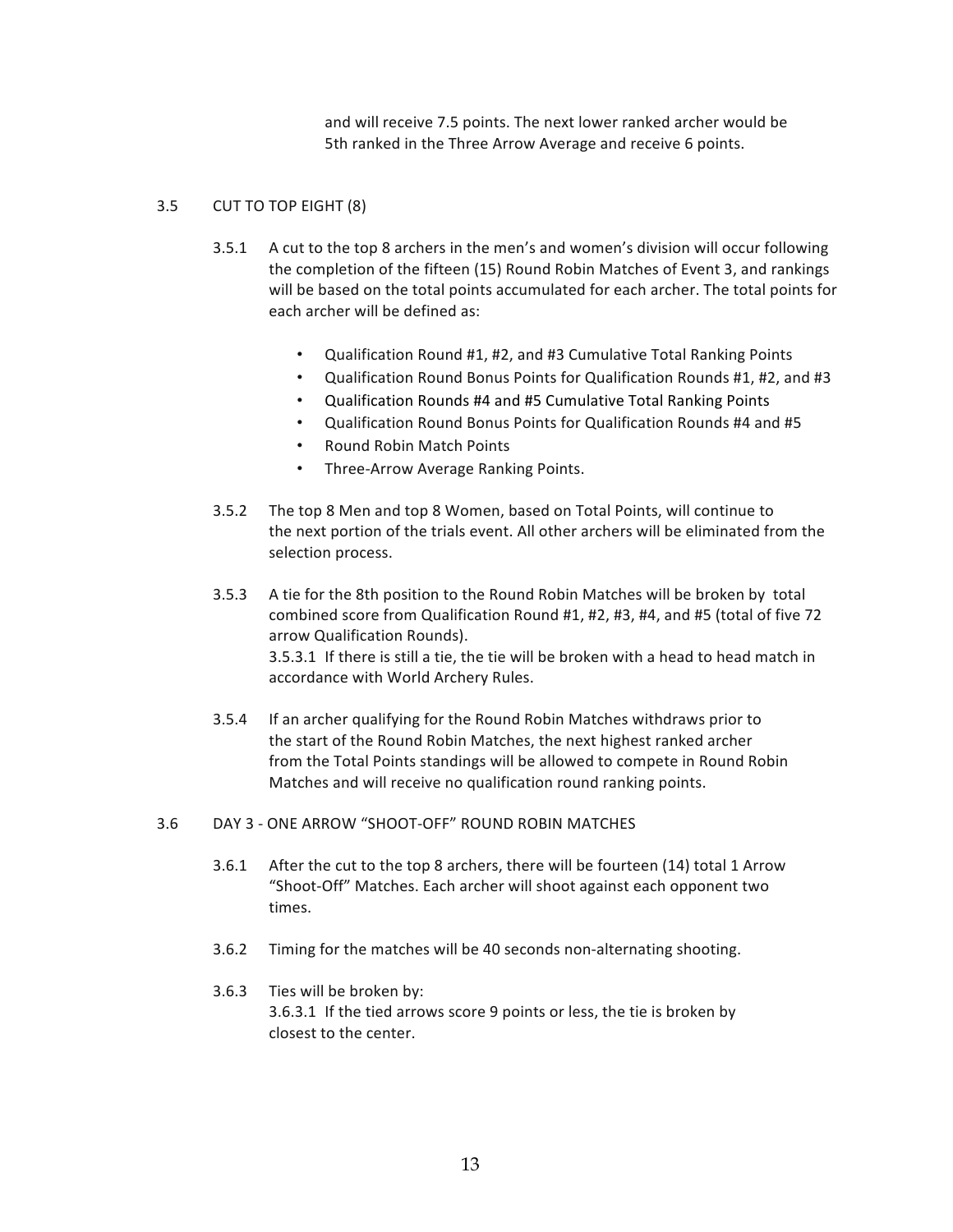and will receive 7.5 points. The next lower ranked archer would be 5th ranked in the Three Arrow Average and receive 6 points.

3.5 CUT TO TOP EIGHT (8)

3.5.1 A cut to the top 8 archers in the men's and women's division will occur following the completion of the fifteen (15) Round Robin Matches of Event 3, and rankings will be based on the total points accumulated for each archer. The total points for each archer will be defined as:

- Qualification Round #1, #2, and #3 Cumulative Total Ranking Points
- Qualification Round Bonus Points for Qualification Rounds #1, #2, and #3
- Qualification Rounds #4 and #5 Cumulative Total Ranking Points
- Qualification Round Bonus Points for Qualification Rounds #4 and #5
- Round Robin Match Points
- Three-Arrow Average Ranking Points.

3.5.2 The top 8 Men and top 8 Women, based on Total Points, will continue to the next portion of the trials event. All other archers will be eliminated from the selection process.

3.5.3 A tie for the 8th position to the Round Robin Matches will be broken by total combined score from Qualification Round #1, #2, #3, #4, and #5 (total of five 72 arrow Qualification Rounds).
3.5.3.1 If there is still a tie, the tie will be broken with a head to head match in accordance with World Archery Rules.

3.5.4 If an archer qualifying for the Round Robin Matches withdraws prior to the start of the Round Robin Matches, the next highest ranked archer from the Total Points standings will be allowed to compete in Round Robin Matches and will receive no qualification round ranking points.

3.6 DAY 3 - ONE ARROW "SHOOT-OFF" ROUND ROBIN MATCHES

3.6.1 After the cut to the top 8 archers, there will be fourteen (14) total 1 Arrow "Shoot-Off" Matches. Each archer will shoot against each opponent two times.

3.6.2 Timing for the matches will be 40 seconds non-alternating shooting.

3.6.3 Ties will be broken by:
3.6.3.1 If the tied arrows score 9 points or less, the tie is broken by closest to the center.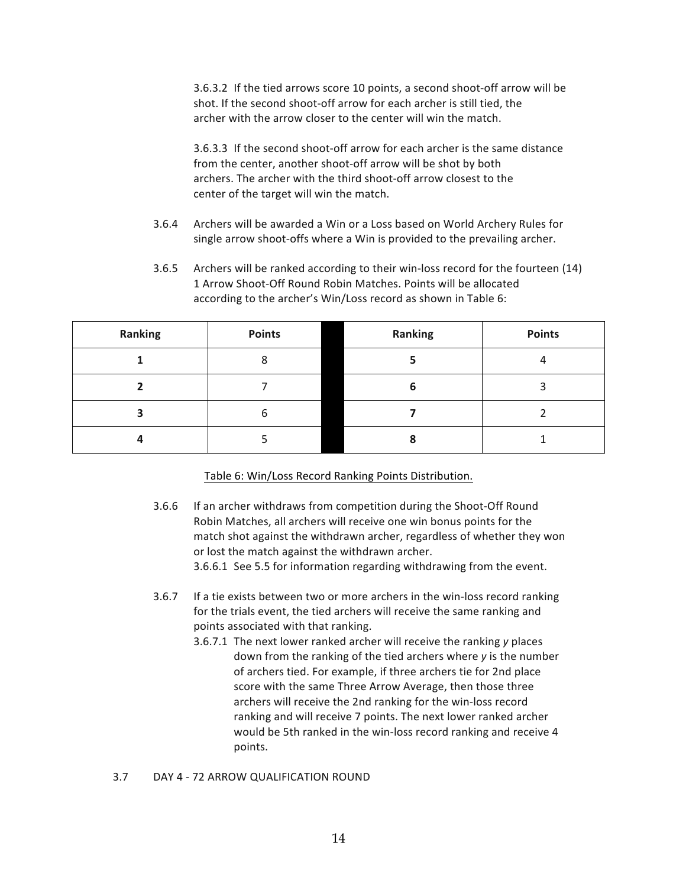3.6.3.2 If the tied arrows score 10 points, a second shoot-off arrow will be shot. If the second shoot-off arrow for each archer is still tied, the archer with the arrow closer to the center will win the match.

3.6.3.3 If the second shoot-off arrow for each archer is the same distance from the center, another shoot-off arrow will be shot by both archers. The archer with the third shoot-off arrow closest to the center of the target will win the match.

3.6.4 Archers will be awarded a Win or a Loss based on World Archery Rules for single arrow shoot-offs where a Win is provided to the prevailing archer.

3.6.5 Archers will be ranked according to their win-loss record for the fourteen (14) 1 Arrow Shoot-Off Round Robin Matches. Points will be allocated according to the archer's Win/Loss record as shown in Table 6:

| Ranking | Points | | Ranking | Points |
|---|---|---|---|---|
| **1** | 8 | | **5** | 4 |
| **2** | 7 | | **6** | 3 |
| **3** | 6 | | **7** | 2 |
| **4** | 5 | | **8** | 1 |

Table 6: Win/Loss Record Ranking Points Distribution.

3.6.6 If an archer withdraws from competition during the Shoot-Off Round Robin Matches, all archers will receive one win bonus points for the match shot against the withdrawn archer, regardless of whether they won or lost the match against the withdrawn archer.

3.6.6.1 See 5.5 for information regarding withdrawing from the event.

3.6.7 If a tie exists between two or more archers in the win-loss record ranking for the trials event, the tied archers will receive the same ranking and points associated with that ranking.

3.6.7.1 The next lower ranked archer will receive the ranking *y* places down from the ranking of the tied archers where *y* is the number of archers tied. For example, if three archers tie for 2nd place score with the same Three Arrow Average, then those three archers will receive the 2nd ranking for the win-loss record ranking and will receive 7 points. The next lower ranked archer would be 5th ranked in the win-loss record ranking and receive 4 points.

3.7 DAY 4 - 72 ARROW QUALIFICATION ROUND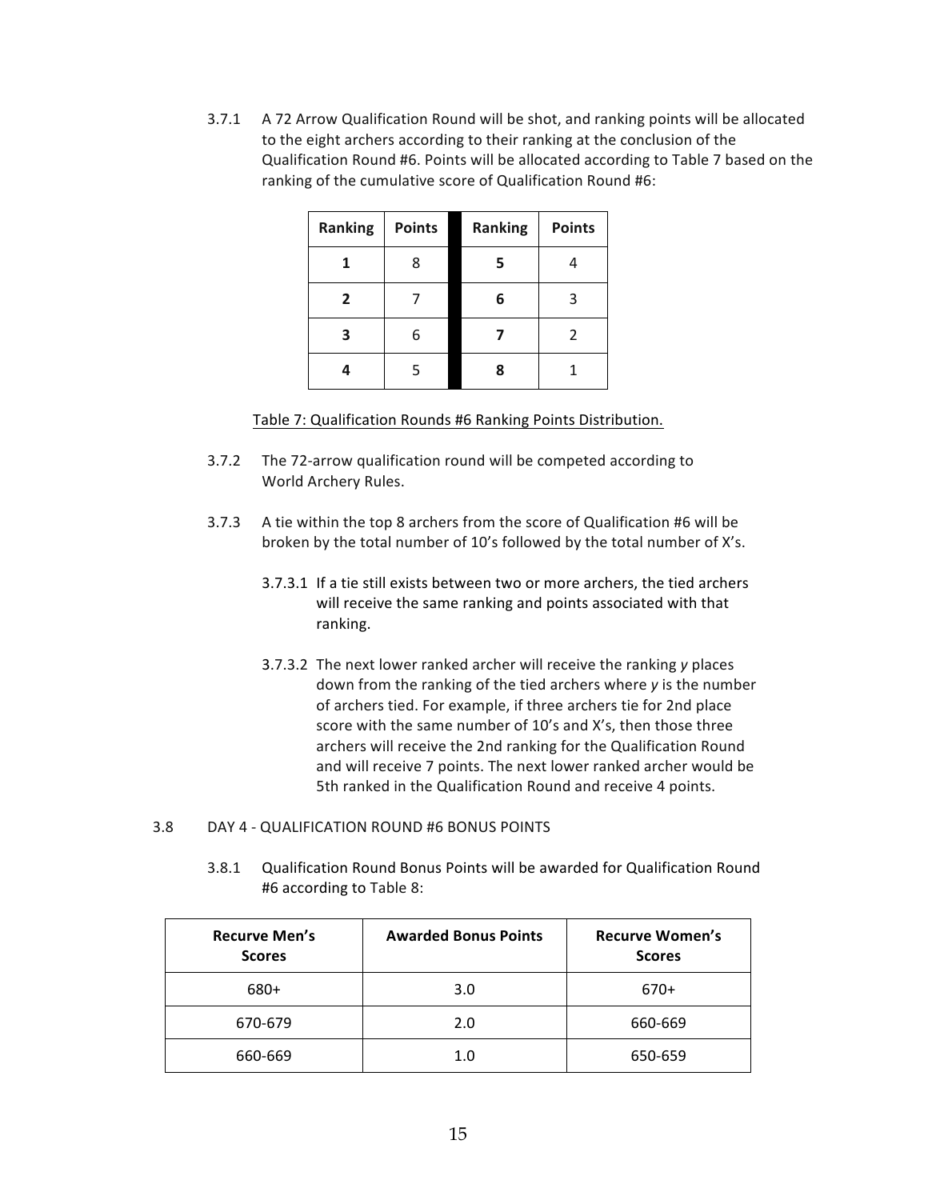3.7.1 A 72 Arrow Qualification Round will be shot, and ranking points will be allocated to the eight archers according to their ranking at the conclusion of the Qualification Round #6. Points will be allocated according to Table 7 based on the ranking of the cumulative score of Qualification Round #6:

| Ranking | Points | Ranking | Points |
|---|---|---|---|
| **1** | 8 | **5** | 4 |
| **2** | 7 | **6** | 3 |
| **3** | 6 | **7** | 2 |
| **4** | 5 | **8** | 1 |

Table 7: Qualification Rounds #6 Ranking Points Distribution.

3.7.2 The 72-arrow qualification round will be competed according to World Archery Rules.

3.7.3 A tie within the top 8 archers from the score of Qualification #6 will be broken by the total number of 10's followed by the total number of X's.

3.7.3.1 If a tie still exists between two or more archers, the tied archers will receive the same ranking and points associated with that ranking.

3.7.3.2 The next lower ranked archer will receive the ranking *y* places down from the ranking of the tied archers where *y* is the number of archers tied. For example, if three archers tie for 2nd place score with the same number of 10's and X's, then those three archers will receive the 2nd ranking for the Qualification Round and will receive 7 points. The next lower ranked archer would be 5th ranked in the Qualification Round and receive 4 points.

3.8 DAY 4 - QUALIFICATION ROUND #6 BONUS POINTS

3.8.1 Qualification Round Bonus Points will be awarded for Qualification Round #6 according to Table 8:

| Recurve Men's Scores | Awarded Bonus Points | Recurve Women's Scores |
|---|---|---|
| 680+ | 3.0 | 670+ |
| 670-679 | 2.0 | 660-669 |
| 660-669 | 1.0 | 650-659 |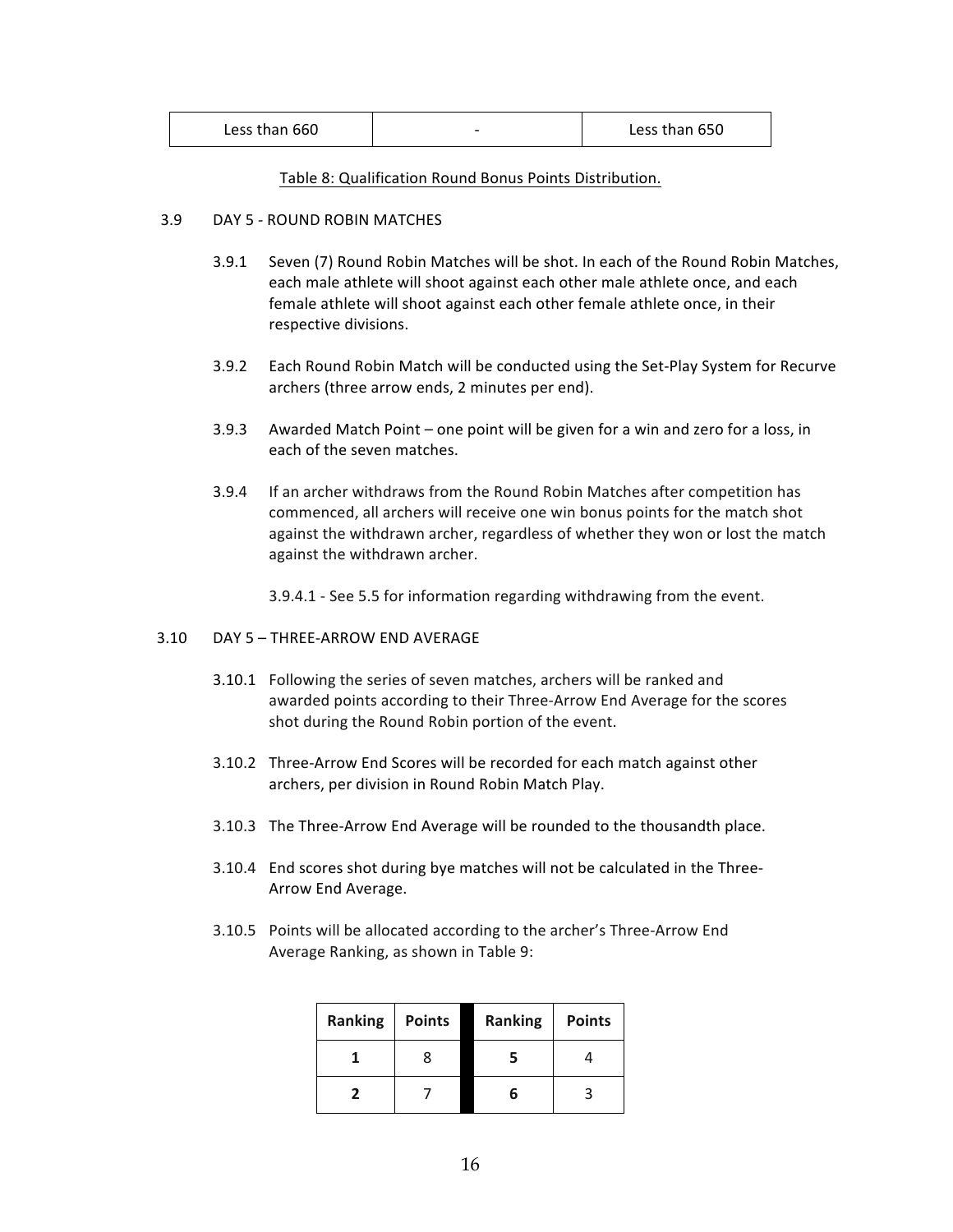| Less than 660 | - | Less than 650 |
|---|---|---|

Table 8: Qualification Round Bonus Points Distribution.

## 3.9 DAY 5 - ROUND ROBIN MATCHES

3.9.1 Seven (7) Round Robin Matches will be shot. In each of the Round Robin Matches, each male athlete will shoot against each other male athlete once, and each female athlete will shoot against each other female athlete once, in their respective divisions.

3.9.2 Each Round Robin Match will be conducted using the Set-Play System for Recurve archers (three arrow ends, 2 minutes per end).

3.9.3 Awarded Match Point – one point will be given for a win and zero for a loss, in each of the seven matches.

3.9.4 If an archer withdraws from the Round Robin Matches after competition has commenced, all archers will receive one win bonus points for the match shot against the withdrawn archer, regardless of whether they won or lost the match against the withdrawn archer.

3.9.4.1 - See 5.5 for information regarding withdrawing from the event.

## 3.10 DAY 5 – THREE-ARROW END AVERAGE

3.10.1 Following the series of seven matches, archers will be ranked and awarded points according to their Three-Arrow End Average for the scores shot during the Round Robin portion of the event.

3.10.2 Three-Arrow End Scores will be recorded for each match against other archers, per division in Round Robin Match Play.

3.10.3 The Three-Arrow End Average will be rounded to the thousandth place.

3.10.4 End scores shot during bye matches will not be calculated in the Three-Arrow End Average.

3.10.5 Points will be allocated according to the archer's Three-Arrow End Average Ranking, as shown in Table 9:

| Ranking | Points | Ranking | Points |
|---|---|---|---|
| **1** | 8 | **5** | 4 |
| **2** | 7 | **6** | 3 |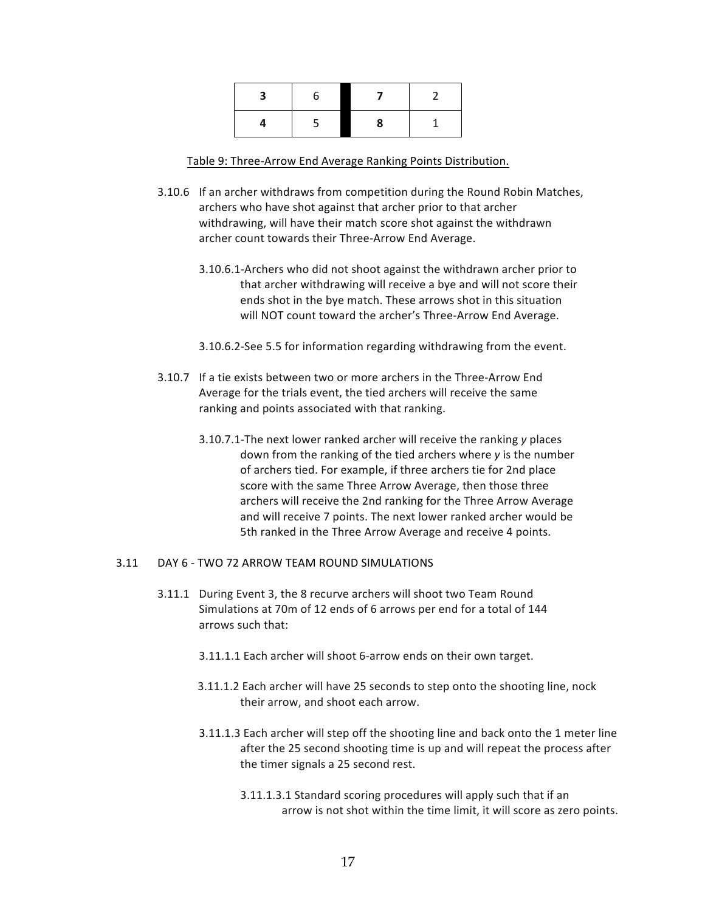| **3** | 6 | | **7** | 2 |
|---|---|---|---|---|
| **4** | 5 | | **8** | 1 |

Table 9: Three-Arrow End Average Ranking Points Distribution.

3.10.6 If an archer withdraws from competition during the Round Robin Matches, archers who have shot against that archer prior to that archer withdrawing, will have their match score shot against the withdrawn archer count towards their Three-Arrow End Average.

3.10.6.1-Archers who did not shoot against the withdrawn archer prior to that archer withdrawing will receive a bye and will not score their ends shot in the bye match. These arrows shot in this situation will NOT count toward the archer's Three-Arrow End Average.

3.10.6.2-See 5.5 for information regarding withdrawing from the event.

3.10.7 If a tie exists between two or more archers in the Three-Arrow End Average for the trials event, the tied archers will receive the same ranking and points associated with that ranking.

3.10.7.1-The next lower ranked archer will receive the ranking *y* places down from the ranking of the tied archers where *y* is the number of archers tied. For example, if three archers tie for 2nd place score with the same Three Arrow Average, then those three archers will receive the 2nd ranking for the Three Arrow Average and will receive 7 points. The next lower ranked archer would be 5th ranked in the Three Arrow Average and receive 4 points.

3.11 DAY 6 - TWO 72 ARROW TEAM ROUND SIMULATIONS

3.11.1 During Event 3, the 8 recurve archers will shoot two Team Round Simulations at 70m of 12 ends of 6 arrows per end for a total of 144 arrows such that:

3.11.1.1 Each archer will shoot 6-arrow ends on their own target.

3.11.1.2 Each archer will have 25 seconds to step onto the shooting line, nock their arrow, and shoot each arrow.

3.11.1.3 Each archer will step off the shooting line and back onto the 1 meter line after the 25 second shooting time is up and will repeat the process after the timer signals a 25 second rest.

3.11.1.3.1 Standard scoring procedures will apply such that if an arrow is not shot within the time limit, it will score as zero points.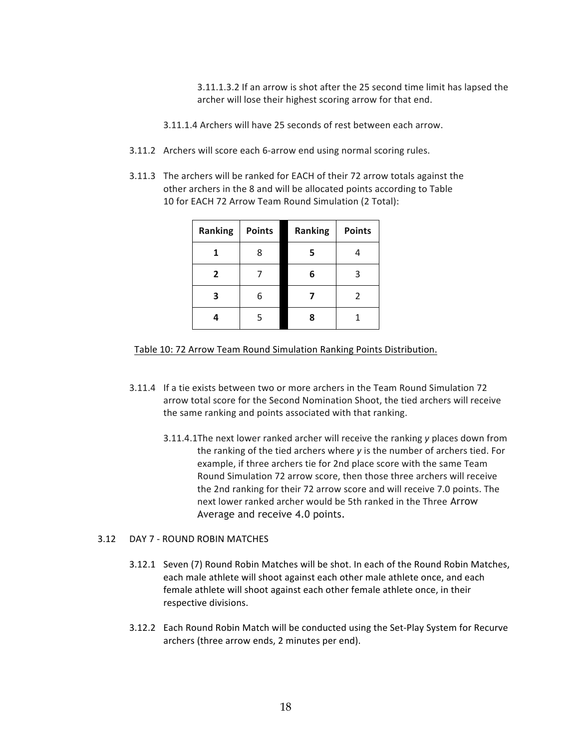3.11.1.3.2 If an arrow is shot after the 25 second time limit has lapsed the archer will lose their highest scoring arrow for that end.

3.11.1.4 Archers will have 25 seconds of rest between each arrow.

3.11.2 Archers will score each 6-arrow end using normal scoring rules.

3.11.3 The archers will be ranked for EACH of their 72 arrow totals against the other archers in the 8 and will be allocated points according to Table 10 for EACH 72 Arrow Team Round Simulation (2 Total):

| Ranking | Points | Ranking | Points |
|---|---|---|---|
| **1** | 8 | **5** | 4 |
| **2** | 7 | **6** | 3 |
| **3** | 6 | **7** | 2 |
| **4** | 5 | **8** | 1 |

Table 10: 72 Arrow Team Round Simulation Ranking Points Distribution.

3.11.4 If a tie exists between two or more archers in the Team Round Simulation 72 arrow total score for the Second Nomination Shoot, the tied archers will receive the same ranking and points associated with that ranking.

3.11.4.1The next lower ranked archer will receive the ranking *y* places down from the ranking of the tied archers where *y* is the number of archers tied. For example, if three archers tie for 2nd place score with the same Team Round Simulation 72 arrow score, then those three archers will receive the 2nd ranking for their 72 arrow score and will receive 7.0 points. The next lower ranked archer would be 5th ranked in the Three Arrow Average and receive 4.0 points.

## 3.12 DAY 7 - ROUND ROBIN MATCHES

3.12.1 Seven (7) Round Robin Matches will be shot. In each of the Round Robin Matches, each male athlete will shoot against each other male athlete once, and each female athlete will shoot against each other female athlete once, in their respective divisions.

3.12.2 Each Round Robin Match will be conducted using the Set-Play System for Recurve archers (three arrow ends, 2 minutes per end).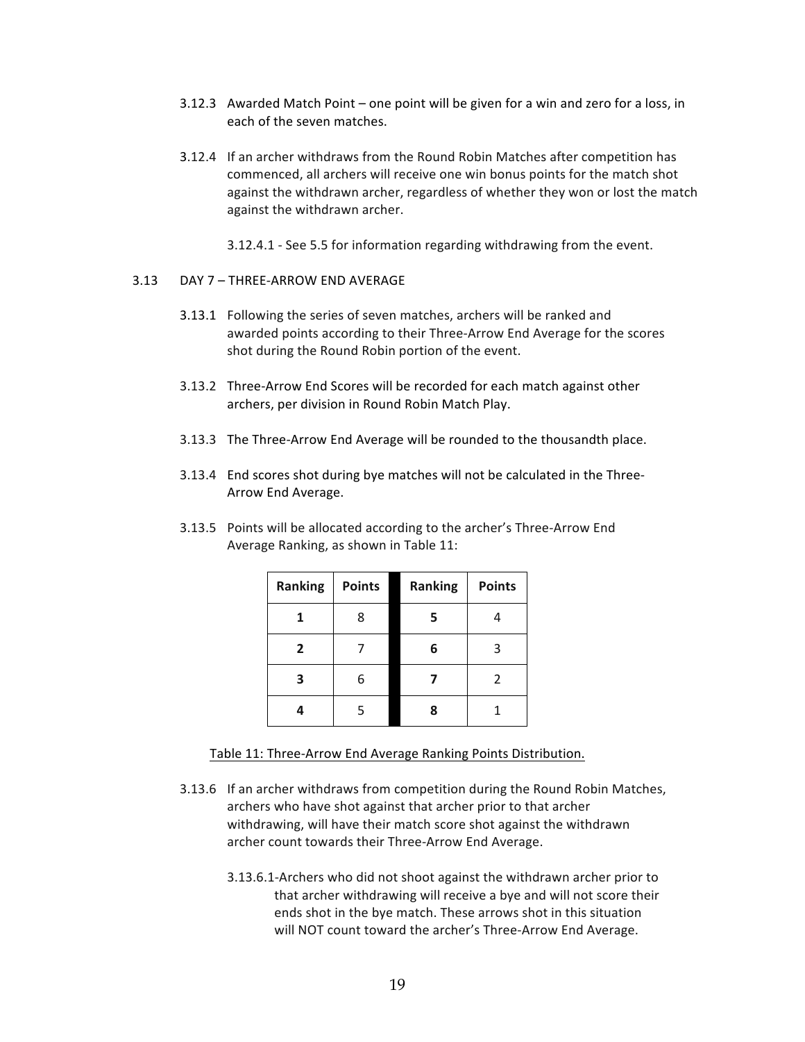3.12.3 Awarded Match Point – one point will be given for a win and zero for a loss, in each of the seven matches.

3.12.4 If an archer withdraws from the Round Robin Matches after competition has commenced, all archers will receive one win bonus points for the match shot against the withdrawn archer, regardless of whether they won or lost the match against the withdrawn archer.

3.12.4.1 - See 5.5 for information regarding withdrawing from the event.

3.13 DAY 7 – THREE-ARROW END AVERAGE

3.13.1 Following the series of seven matches, archers will be ranked and awarded points according to their Three-Arrow End Average for the scores shot during the Round Robin portion of the event.

3.13.2 Three-Arrow End Scores will be recorded for each match against other archers, per division in Round Robin Match Play.

3.13.3 The Three-Arrow End Average will be rounded to the thousandth place.

3.13.4 End scores shot during bye matches will not be calculated in the Three-Arrow End Average.

3.13.5 Points will be allocated according to the archer's Three-Arrow End Average Ranking, as shown in Table 11:

| Ranking | Points | Ranking | Points |
|---|---|---|---|
| **1** | 8 | **5** | 4 |
| **2** | 7 | **6** | 3 |
| **3** | 6 | **7** | 2 |
| **4** | 5 | **8** | 1 |

Table 11: Three-Arrow End Average Ranking Points Distribution.

3.13.6 If an archer withdraws from competition during the Round Robin Matches, archers who have shot against that archer prior to that archer withdrawing, will have their match score shot against the withdrawn archer count towards their Three-Arrow End Average.

3.13.6.1-Archers who did not shoot against the withdrawn archer prior to that archer withdrawing will receive a bye and will not score their ends shot in the bye match. These arrows shot in this situation will NOT count toward the archer's Three-Arrow End Average.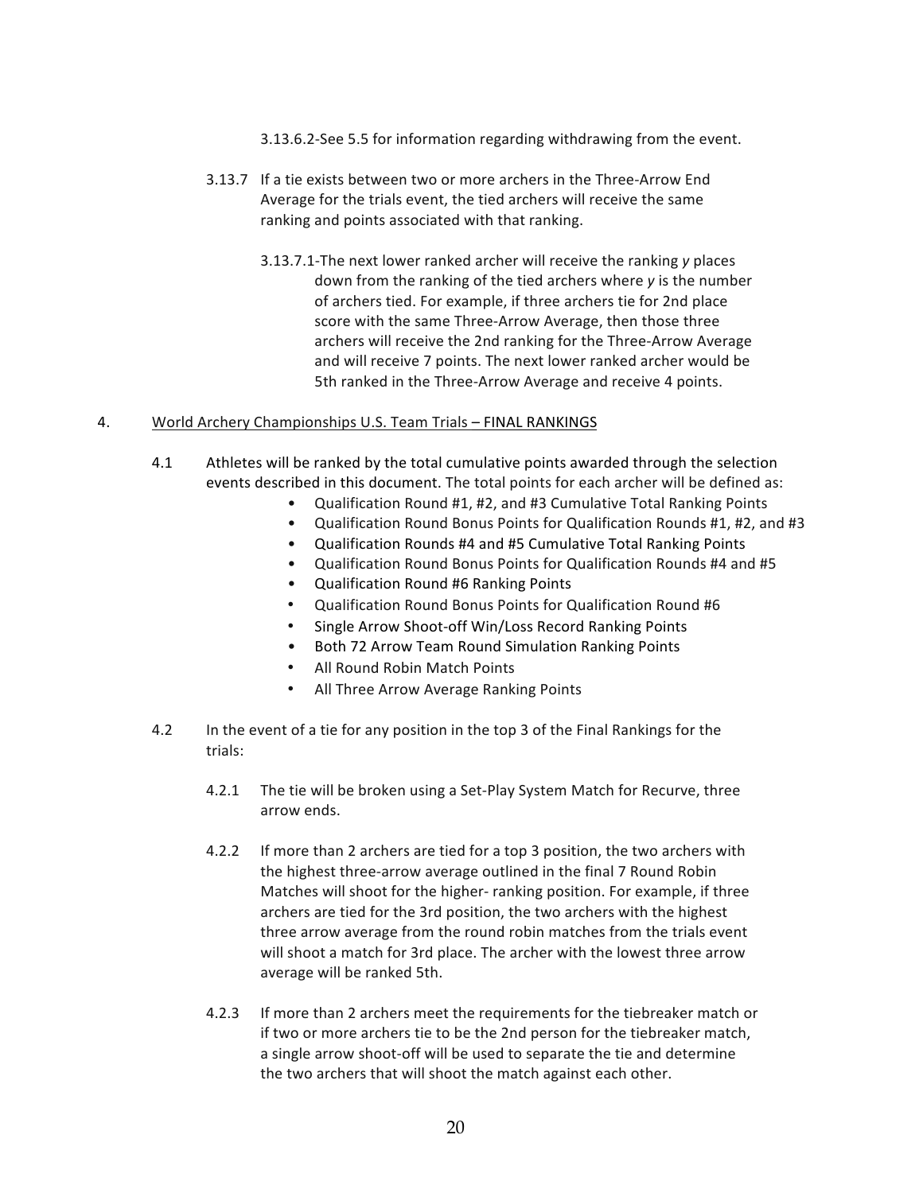3.13.6.2-See 5.5 for information regarding withdrawing from the event.

3.13.7 If a tie exists between two or more archers in the Three-Arrow End Average for the trials event, the tied archers will receive the same ranking and points associated with that ranking.

3.13.7.1-The next lower ranked archer will receive the ranking *y* places down from the ranking of the tied archers where *y* is the number of archers tied. For example, if three archers tie for 2nd place score with the same Three-Arrow Average, then those three archers will receive the 2nd ranking for the Three-Arrow Average and will receive 7 points. The next lower ranked archer would be 5th ranked in the Three-Arrow Average and receive 4 points.

## 4. World Archery Championships U.S. Team Trials – FINAL RANKINGS

4.1 Athletes will be ranked by the total cumulative points awarded through the selection events described in this document. The total points for each archer will be defined as:

- Qualification Round #1, #2, and #3 Cumulative Total Ranking Points
- Qualification Round Bonus Points for Qualification Rounds #1, #2, and #3
- Qualification Rounds #4 and #5 Cumulative Total Ranking Points
- Qualification Round Bonus Points for Qualification Rounds #4 and #5
- Qualification Round #6 Ranking Points
- Qualification Round Bonus Points for Qualification Round #6
- Single Arrow Shoot-off Win/Loss Record Ranking Points
- Both 72 Arrow Team Round Simulation Ranking Points
- All Round Robin Match Points
- All Three Arrow Average Ranking Points

4.2 In the event of a tie for any position in the top 3 of the Final Rankings for the trials:

4.2.1 The tie will be broken using a Set-Play System Match for Recurve, three arrow ends.

4.2.2 If more than 2 archers are tied for a top 3 position, the two archers with the highest three-arrow average outlined in the final 7 Round Robin Matches will shoot for the higher- ranking position. For example, if three archers are tied for the 3rd position, the two archers with the highest three arrow average from the round robin matches from the trials event will shoot a match for 3rd place. The archer with the lowest three arrow average will be ranked 5th.

4.2.3 If more than 2 archers meet the requirements for the tiebreaker match or if two or more archers tie to be the 2nd person for the tiebreaker match, a single arrow shoot-off will be used to separate the tie and determine the two archers that will shoot the match against each other.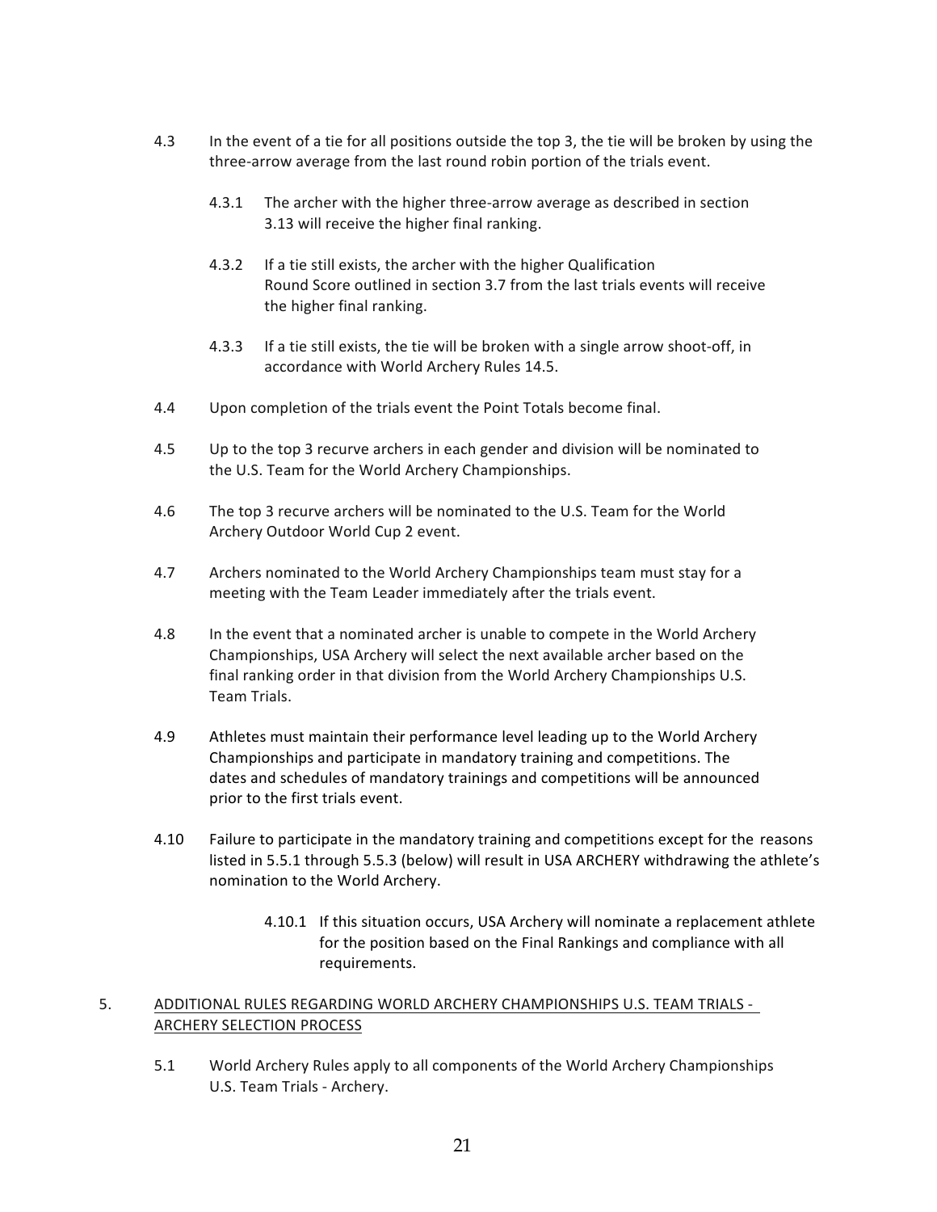4.3 In the event of a tie for all positions outside the top 3, the tie will be broken by using the three-arrow average from the last round robin portion of the trials event.

  4.3.1 The archer with the higher three-arrow average as described in section 3.13 will receive the higher final ranking.

  4.3.2 If a tie still exists, the archer with the higher Qualification Round Score outlined in section 3.7 from the last trials events will receive the higher final ranking.

  4.3.3 If a tie still exists, the tie will be broken with a single arrow shoot-off, in accordance with World Archery Rules 14.5.

4.4 Upon completion of the trials event the Point Totals become final.

4.5 Up to the top 3 recurve archers in each gender and division will be nominated to the U.S. Team for the World Archery Championships.

4.6 The top 3 recurve archers will be nominated to the U.S. Team for the World Archery Outdoor World Cup 2 event.

4.7 Archers nominated to the World Archery Championships team must stay for a meeting with the Team Leader immediately after the trials event.

4.8 In the event that a nominated archer is unable to compete in the World Archery Championships, USA Archery will select the next available archer based on the final ranking order in that division from the World Archery Championships U.S. Team Trials.

4.9 Athletes must maintain their performance level leading up to the World Archery Championships and participate in mandatory training and competitions. The dates and schedules of mandatory trainings and competitions will be announced prior to the first trials event.

4.10 Failure to participate in the mandatory training and competitions except for the reasons listed in 5.5.1 through 5.5.3 (below) will result in USA ARCHERY withdrawing the athlete's nomination to the World Archery.

  4.10.1 If this situation occurs, USA Archery will nominate a replacement athlete for the position based on the Final Rankings and compliance with all requirements.

## 5. ADDITIONAL RULES REGARDING WORLD ARCHERY CHAMPIONSHIPS U.S. TEAM TRIALS - ARCHERY SELECTION PROCESS

5.1 World Archery Rules apply to all components of the World Archery Championships U.S. Team Trials - Archery.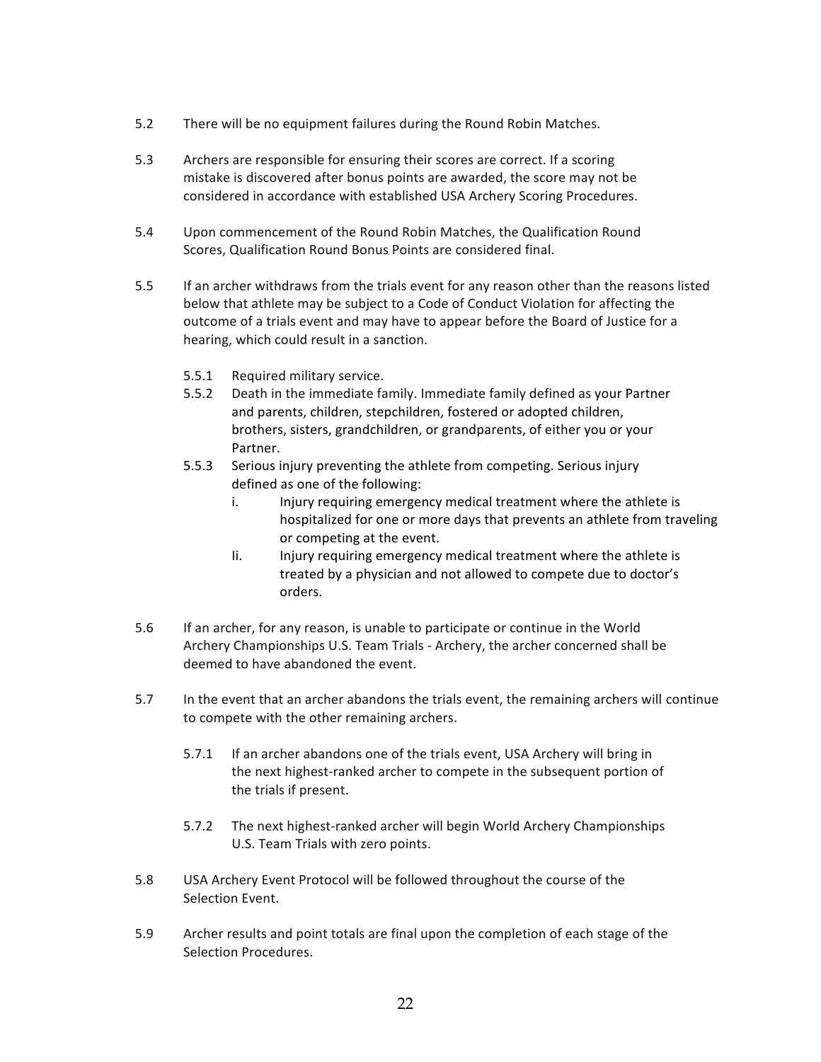5.2 There will be no equipment failures during the Round Robin Matches.

5.3 Archers are responsible for ensuring their scores are correct. If a scoring mistake is discovered after bonus points are awarded, the score may not be considered in accordance with established USA Archery Scoring Procedures.

5.4 Upon commencement of the Round Robin Matches, the Qualification Round Scores, Qualification Round Bonus Points are considered final.

5.5 If an archer withdraws from the trials event for any reason other than the reasons listed below that athlete may be subject to a Code of Conduct Violation for affecting the outcome of a trials event and may have to appear before the Board of Justice for a hearing, which could result in a sanction.

- 5.5.1 Required military service.
- 5.5.2 Death in the immediate family. Immediate family defined as your Partner and parents, children, stepchildren, fostered or adopted children, brothers, sisters, grandchildren, or grandparents, of either you or your Partner.
- 5.5.3 Serious injury preventing the athlete from competing. Serious injury defined as one of the following:
  - i. Injury requiring emergency medical treatment where the athlete is hospitalized for one or more days that prevents an athlete from traveling or competing at the event.
  - Ii. Injury requiring emergency medical treatment where the athlete is treated by a physician and not allowed to compete due to doctor's orders.

5.6 If an archer, for any reason, is unable to participate or continue in the World Archery Championships U.S. Team Trials - Archery, the archer concerned shall be deemed to have abandoned the event.

5.7 In the event that an archer abandons the trials event, the remaining archers will continue to compete with the other remaining archers.

- 5.7.1 If an archer abandons one of the trials event, USA Archery will bring in the next highest-ranked archer to compete in the subsequent portion of the trials if present.

- 5.7.2 The next highest-ranked archer will begin World Archery Championships U.S. Team Trials with zero points.

5.8 USA Archery Event Protocol will be followed throughout the course of the Selection Event.

5.9 Archer results and point totals are final upon the completion of each stage of the Selection Procedures.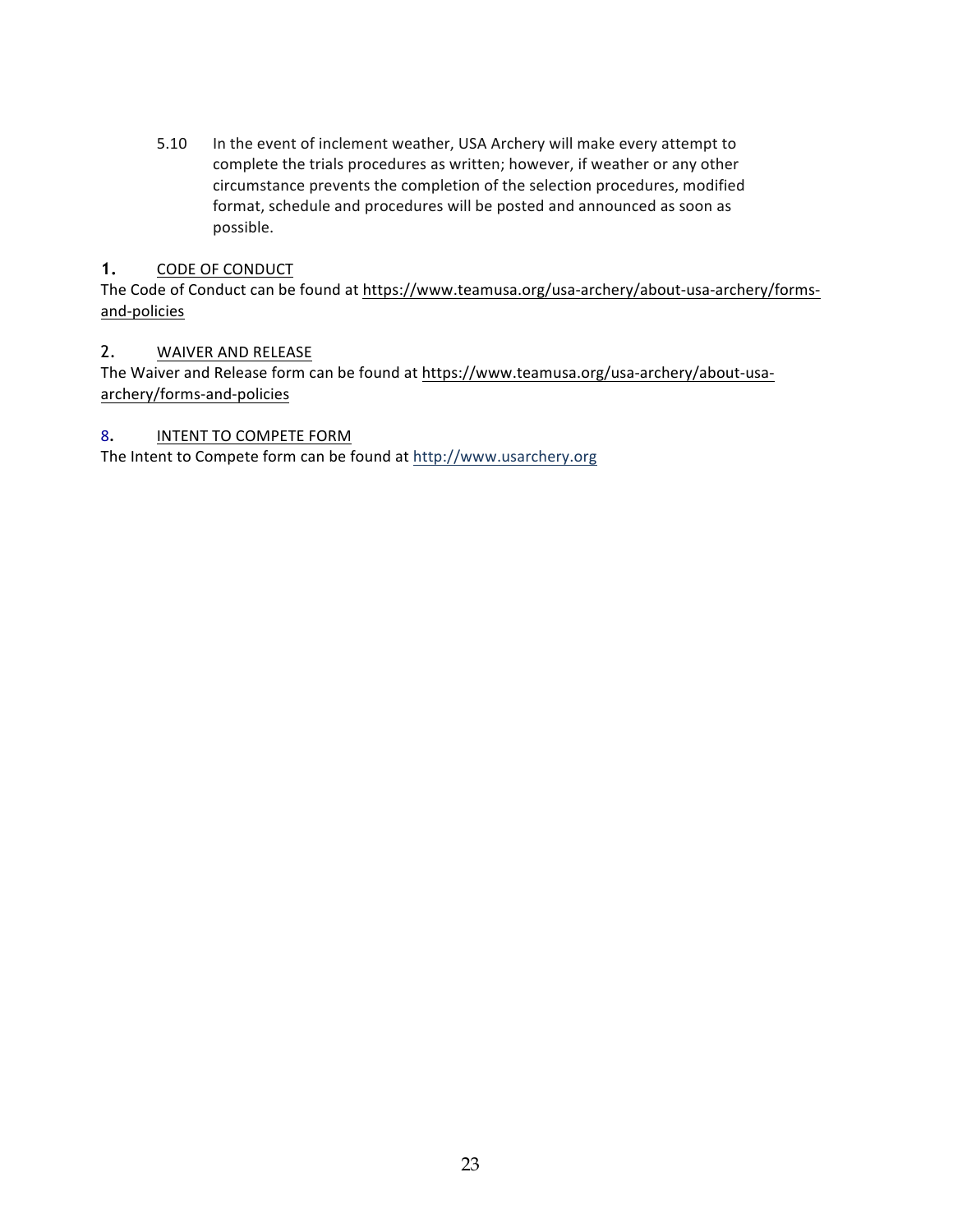5.10 In the event of inclement weather, USA Archery will make every attempt to complete the trials procedures as written; however, if weather or any other circumstance prevents the completion of the selection procedures, modified format, schedule and procedures will be posted and announced as soon as possible.

## 1. CODE OF CONDUCT

The Code of Conduct can be found at https://www.teamusa.org/usa-archery/about-usa-archery/forms-and-policies

## 2. WAIVER AND RELEASE

The Waiver and Release form can be found at https://www.teamusa.org/usa-archery/about-usa-archery/forms-and-policies

## 8. INTENT TO COMPETE FORM

The Intent to Compete form can be found at http://www.usarchery.org